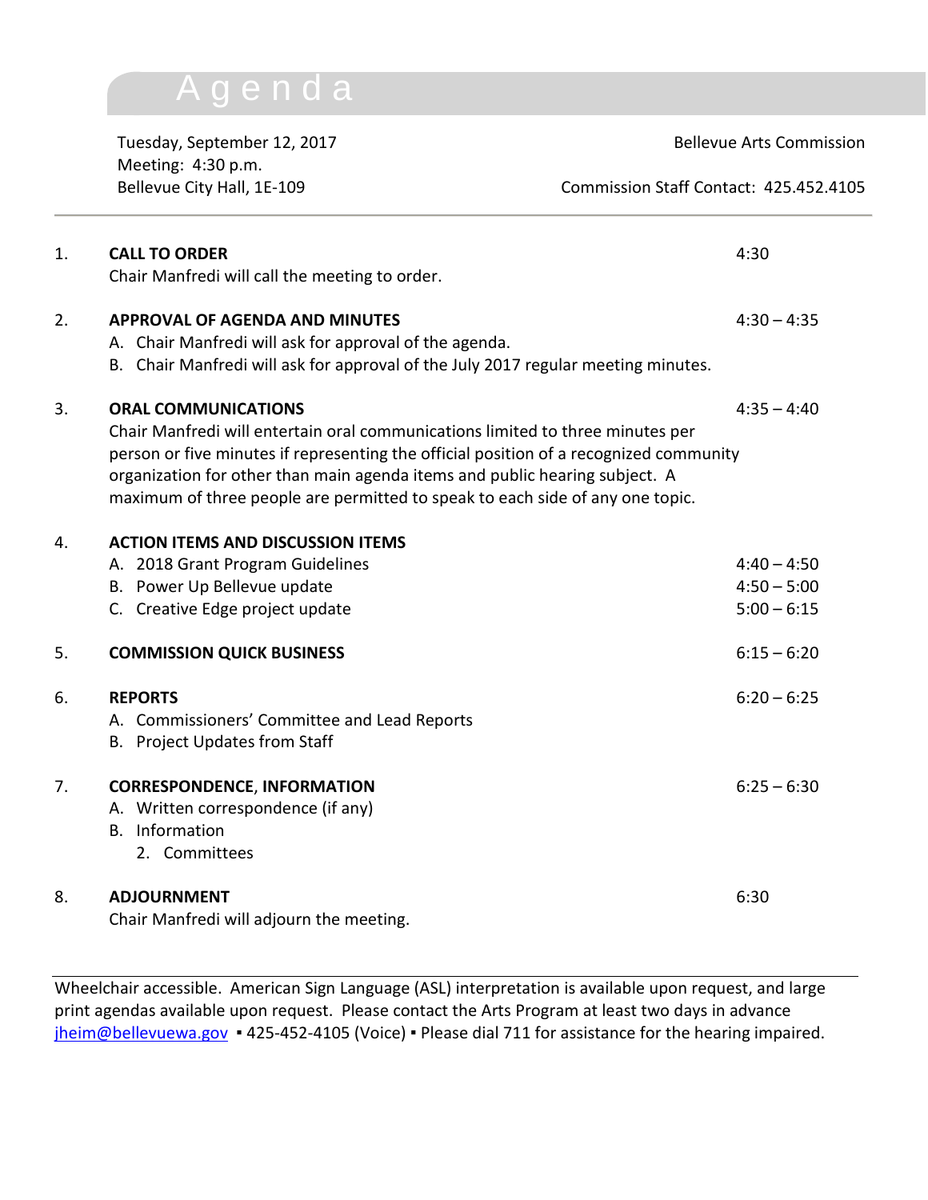# Agenda

Tuesday, September 12, 2017
Meeting: 4:30 p.m.
Bellevue City Hall, 1E-109

Bellevue Arts Commission

Commission Staff Contact: 425.452.4105

---

1. **CALL TO ORDER** — 4:30
   Chair Manfredi will call the meeting to order.

2. **APPROVAL OF AGENDA AND MINUTES** — 4:30 – 4:35
   A. Chair Manfredi will ask for approval of the agenda.
   B. Chair Manfredi will ask for approval of the July 2017 regular meeting minutes.

3. **ORAL COMMUNICATIONS** — 4:35 – 4:40
   Chair Manfredi will entertain oral communications limited to three minutes per person or five minutes if representing the official position of a recognized community organization for other than main agenda items and public hearing subject. A maximum of three people are permitted to speak to each side of any one topic.

4. **ACTION ITEMS AND DISCUSSION ITEMS**
   A. 2018 Grant Program Guidelines — 4:40 – 4:50
   B. Power Up Bellevue update — 4:50 – 5:00
   C. Creative Edge project update — 5:00 – 6:15

5. **COMMISSION QUICK BUSINESS** — 6:15 – 6:20

6. **REPORTS** — 6:20 – 6:25
   A. Commissioners' Committee and Lead Reports
   B. Project Updates from Staff

7. **CORRESPONDENCE**, **INFORMATION** — 6:25 – 6:30
   A. Written correspondence (if any)
   B. Information
      2. Committees

8. **ADJOURNMENT** — 6:30
   Chair Manfredi will adjourn the meeting.

---

Wheelchair accessible. American Sign Language (ASL) interpretation is available upon request, and large print agendas available upon request. Please contact the Arts Program at least two days in advance jheim@bellevuewa.gov ▪ 425-452-4105 (Voice) ▪ Please dial 711 for assistance for the hearing impaired.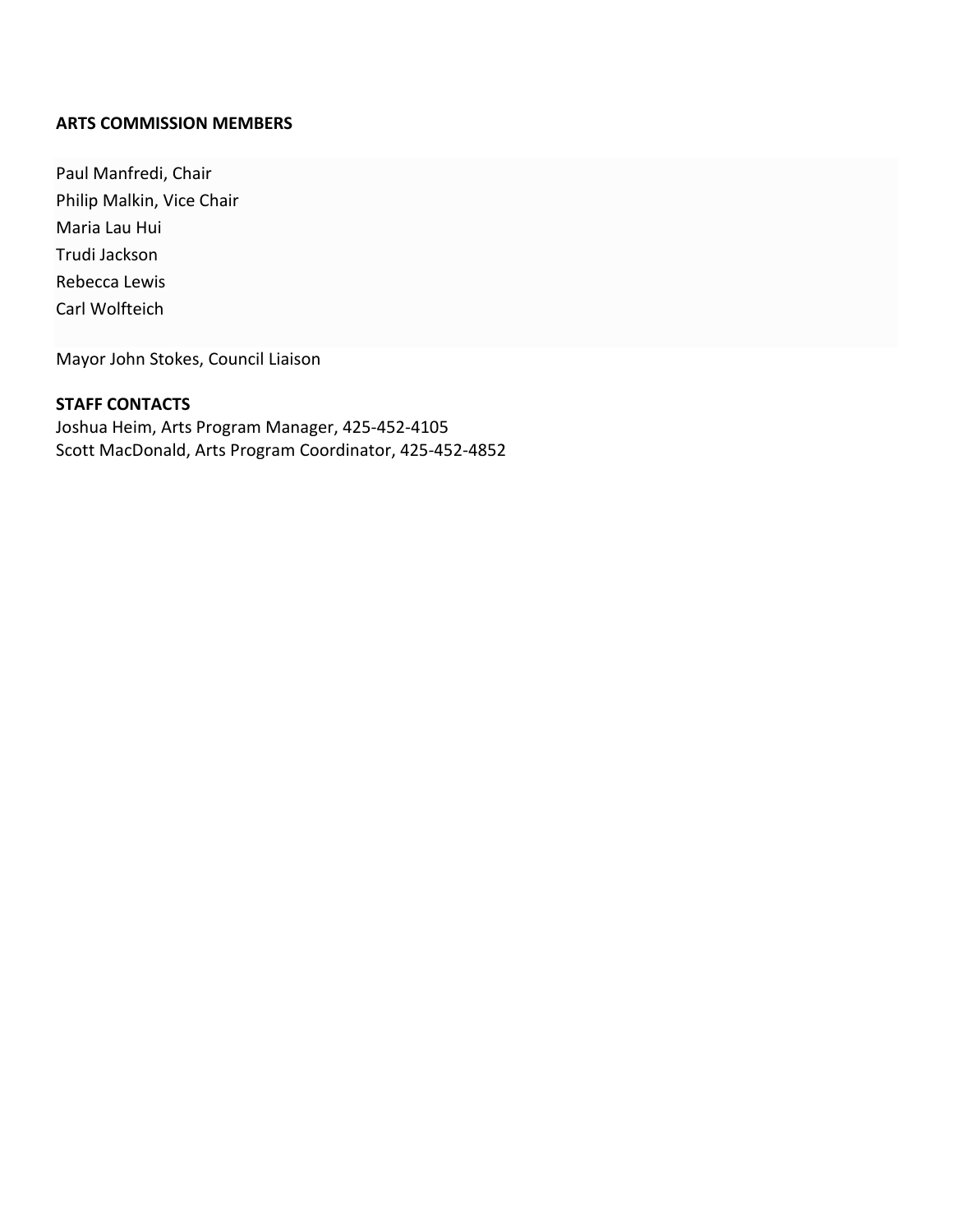**ARTS COMMISSION MEMBERS**

Paul Manfredi, Chair
Philip Malkin, Vice Chair
Maria Lau Hui
Trudi Jackson
Rebecca Lewis
Carl Wolfteich

Mayor John Stokes, Council Liaison

**STAFF CONTACTS**
Joshua Heim, Arts Program Manager, 425-452-4105
Scott MacDonald, Arts Program Coordinator, 425-452-4852